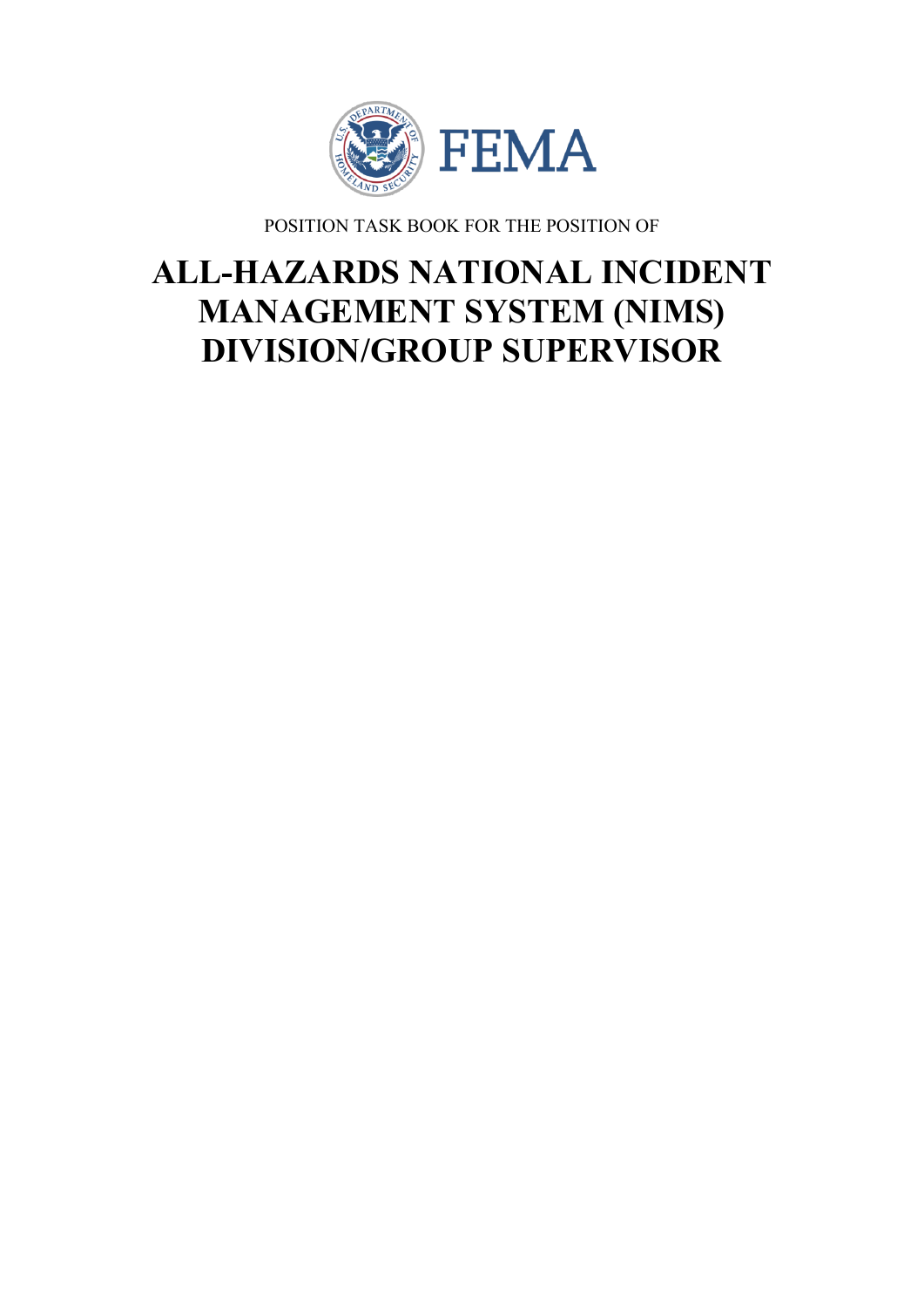FEMA

POSITION TASK BOOK FOR THE POSITION OF

# ALL-HAZARDS NATIONAL INCIDENT MANAGEMENT SYSTEM (NIMS) DIVISION/GROUP SUPERVISOR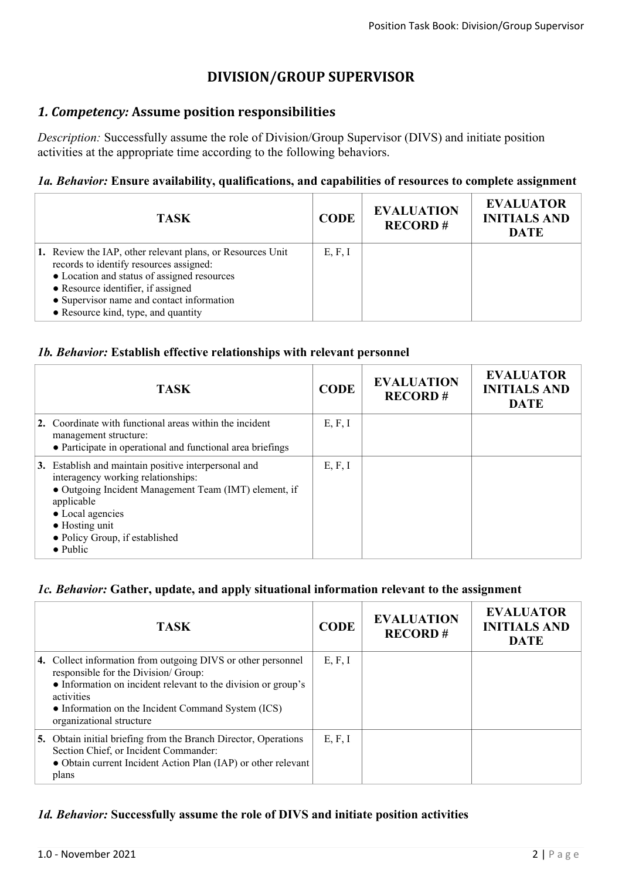# DIVISION/GROUP SUPERVISOR

## *1. Competency:* Assume position responsibilities

*Description:* Successfully assume the role of Division/Group Supervisor (DIVS) and initiate position activities at the appropriate time according to the following behaviors.

### *1a. Behavior:* Ensure availability, qualifications, and capabilities of resources to complete assignment

| TASK | CODE | EVALUATION RECORD # | EVALUATOR INITIALS AND DATE |
|---|---|---|---|
| **1.** Review the IAP, other relevant plans, or Resources Unit records to identify resources assigned:<br>● Location and status of assigned resources<br>● Resource identifier, if assigned<br>● Supervisor name and contact information<br>● Resource kind, type, and quantity | E, F, I | | |

### *1b. Behavior:* Establish effective relationships with relevant personnel

| TASK | CODE | EVALUATION RECORD # | EVALUATOR INITIALS AND DATE |
|---|---|---|---|
| **2.** Coordinate with functional areas within the incident management structure:<br>● Participate in operational and functional area briefings | E, F, I | | |
| **3.** Establish and maintain positive interpersonal and interagency working relationships:<br>● Outgoing Incident Management Team (IMT) element, if applicable<br>● Local agencies<br>● Hosting unit<br>● Policy Group, if established<br>● Public | E, F, I | | |

### *1c. Behavior:* Gather, update, and apply situational information relevant to the assignment

| TASK | CODE | EVALUATION RECORD # | EVALUATOR INITIALS AND DATE |
|---|---|---|---|
| **4.** Collect information from outgoing DIVS or other personnel responsible for the Division/ Group:<br>● Information on incident relevant to the division or group's activities<br>● Information on the Incident Command System (ICS) organizational structure | E, F, I | | |
| **5.** Obtain initial briefing from the Branch Director, Operations Section Chief, or Incident Commander:<br>● Obtain current Incident Action Plan (IAP) or other relevant plans | E, F, I | | |

### *1d. Behavior:* Successfully assume the role of DIVS and initiate position activities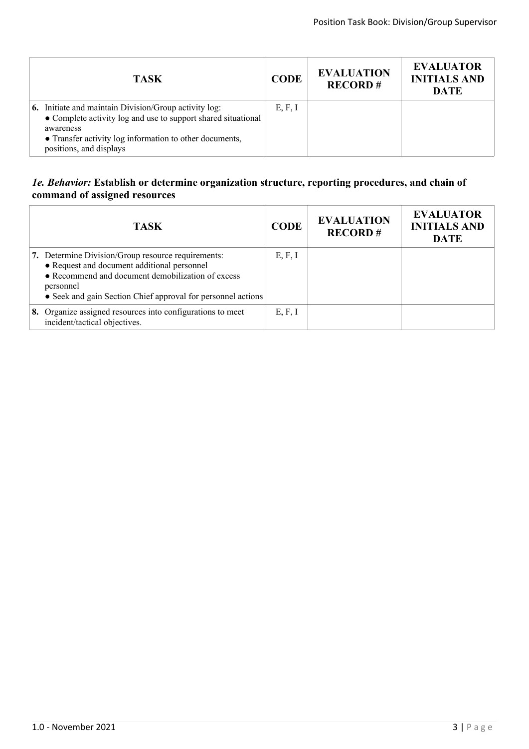| TASK | CODE | EVALUATION RECORD # | EVALUATOR INITIALS AND DATE |
|---|---|---|---|
| **6.** Initiate and maintain Division/Group activity log:<br>● Complete activity log and use to support shared situational awareness<br>● Transfer activity log information to other documents, positions, and displays | E, F, I | | |

### *1e. Behavior:* Establish or determine organization structure, reporting procedures, and chain of command of assigned resources

| TASK | CODE | EVALUATION RECORD # | EVALUATOR INITIALS AND DATE |
|---|---|---|---|
| **7.** Determine Division/Group resource requirements:<br>● Request and document additional personnel<br>● Recommend and document demobilization of excess personnel<br>● Seek and gain Section Chief approval for personnel actions | E, F, I | | |
| **8.** Organize assigned resources into configurations to meet incident/tactical objectives. | E, F, I | | |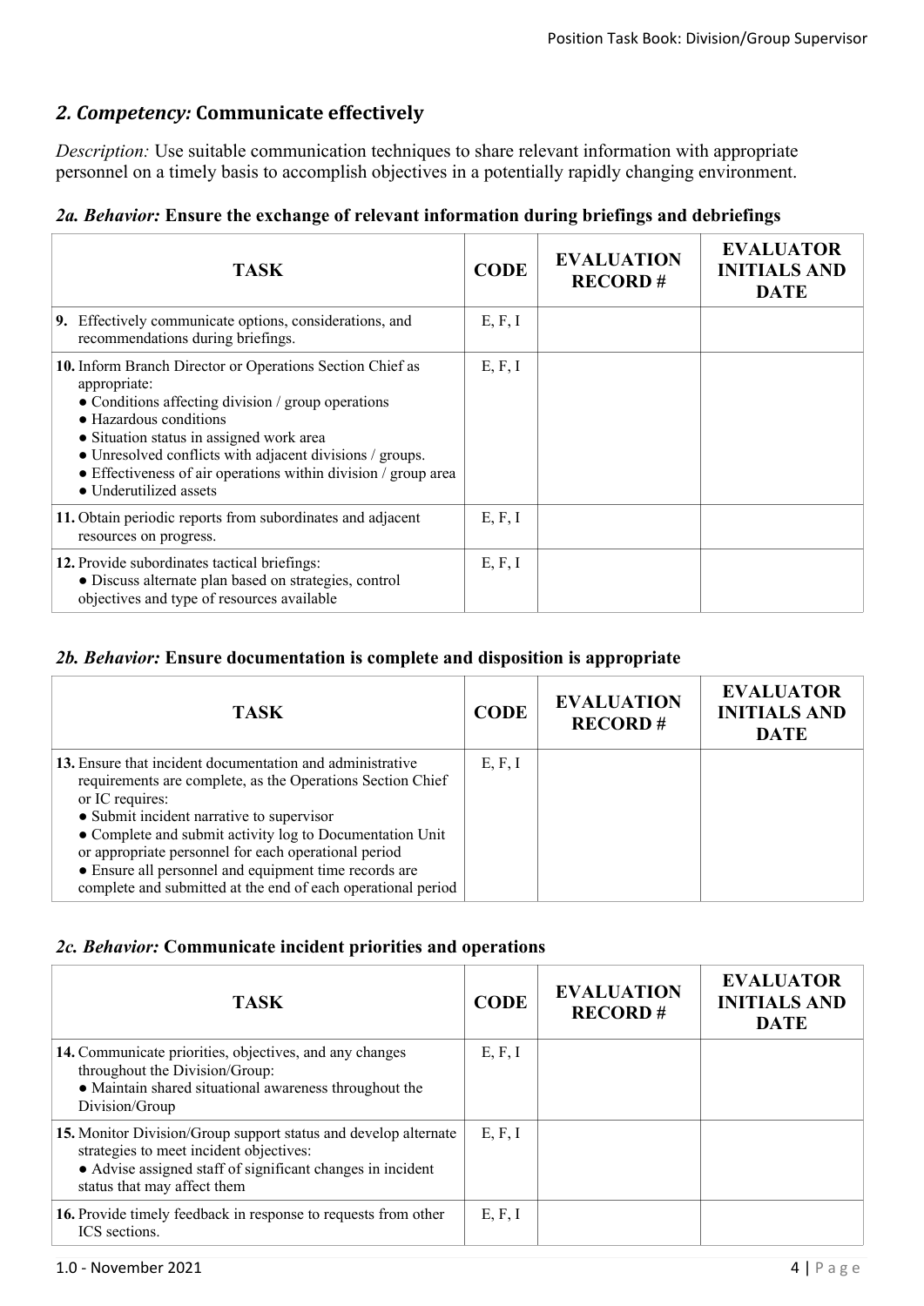## *2. Competency:* Communicate effectively

*Description:* Use suitable communication techniques to share relevant information with appropriate personnel on a timely basis to accomplish objectives in a potentially rapidly changing environment.

### *2a. Behavior:* Ensure the exchange of relevant information during briefings and debriefings

| TASK | CODE | EVALUATION RECORD # | EVALUATOR INITIALS AND DATE |
|---|---|---|---|
| **9.** Effectively communicate options, considerations, and recommendations during briefings. | E, F, I | | |
| **10.** Inform Branch Director or Operations Section Chief as appropriate:<br>● Conditions affecting division / group operations<br>● Hazardous conditions<br>● Situation status in assigned work area<br>● Unresolved conflicts with adjacent divisions / groups.<br>● Effectiveness of air operations within division / group area<br>● Underutilized assets | E, F, I | | |
| **11.** Obtain periodic reports from subordinates and adjacent resources on progress. | E, F, I | | |
| **12.** Provide subordinates tactical briefings:<br>● Discuss alternate plan based on strategies, control objectives and type of resources available | E, F, I | | |

### *2b. Behavior:* Ensure documentation is complete and disposition is appropriate

| TASK | CODE | EVALUATION RECORD # | EVALUATOR INITIALS AND DATE |
|---|---|---|---|
| **13.** Ensure that incident documentation and administrative requirements are complete, as the Operations Section Chief or IC requires:<br>● Submit incident narrative to supervisor<br>● Complete and submit activity log to Documentation Unit or appropriate personnel for each operational period<br>● Ensure all personnel and equipment time records are complete and submitted at the end of each operational period | E, F, I | | |

### *2c. Behavior:* Communicate incident priorities and operations

| TASK | CODE | EVALUATION RECORD # | EVALUATOR INITIALS AND DATE |
|---|---|---|---|
| **14.** Communicate priorities, objectives, and any changes throughout the Division/Group:<br>● Maintain shared situational awareness throughout the Division/Group | E, F, I | | |
| **15.** Monitor Division/Group support status and develop alternate strategies to meet incident objectives:<br>● Advise assigned staff of significant changes in incident status that may affect them | E, F, I | | |
| **16.** Provide timely feedback in response to requests from other ICS sections. | E, F, I | | |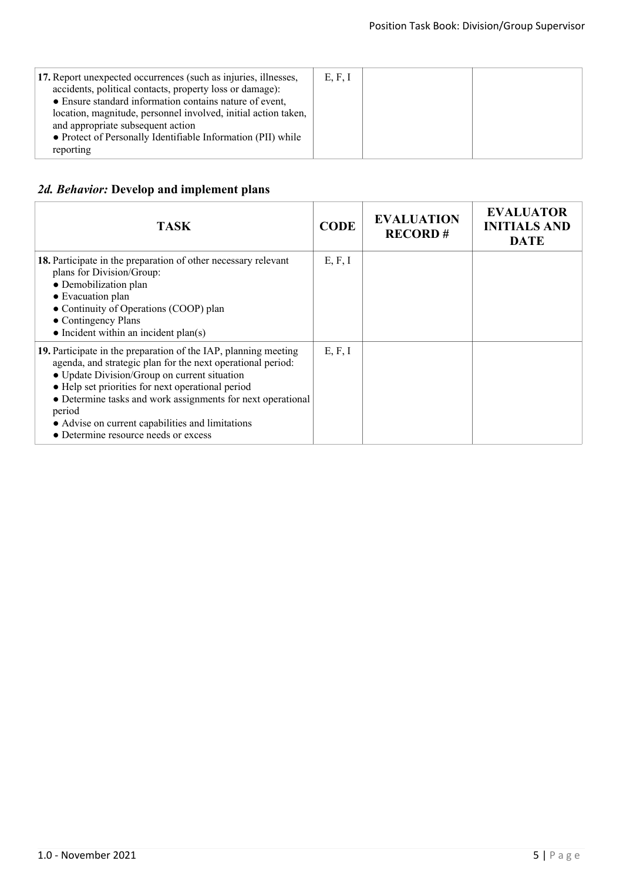| TASK | CODE | EVALUATION RECORD # | EVALUATOR INITIALS AND DATE |
|---|---|---|---|
| **17.** Report unexpected occurrences (such as injuries, illnesses, accidents, political contacts, property loss or damage):<br>● Ensure standard information contains nature of event, location, magnitude, personnel involved, initial action taken, and appropriate subsequent action<br>● Protect of Personally Identifiable Information (PII) while reporting | E, F, I | | |

## *2d. Behavior:* Develop and implement plans

| TASK | CODE | EVALUATION RECORD # | EVALUATOR INITIALS AND DATE |
|---|---|---|---|
| **18.** Participate in the preparation of other necessary relevant plans for Division/Group:<br>● Demobilization plan<br>● Evacuation plan<br>● Continuity of Operations (COOP) plan<br>● Contingency Plans<br>● Incident within an incident plan(s) | E, F, I | | |
| **19.** Participate in the preparation of the IAP, planning meeting agenda, and strategic plan for the next operational period:<br>● Update Division/Group on current situation<br>● Help set priorities for next operational period<br>● Determine tasks and work assignments for next operational period<br>● Advise on current capabilities and limitations<br>● Determine resource needs or excess | E, F, I | | |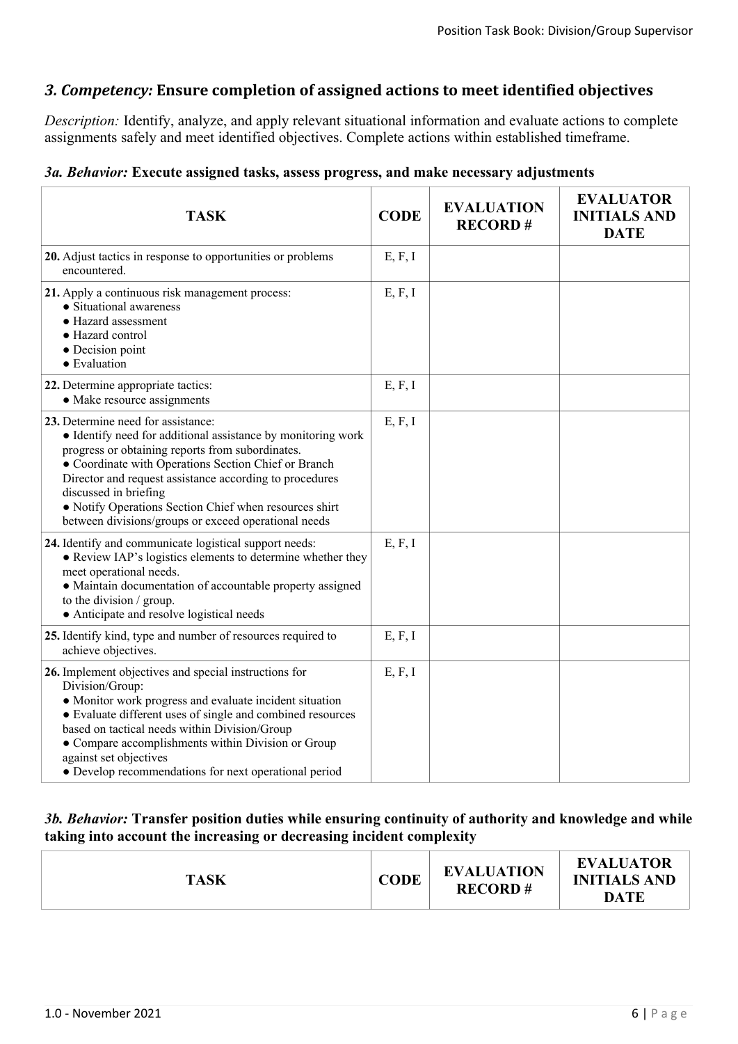## *3. Competency:* Ensure completion of assigned actions to meet identified objectives

*Description:* Identify, analyze, and apply relevant situational information and evaluate actions to complete assignments safely and meet identified objectives. Complete actions within established timeframe.

### *3a. Behavior:* Execute assigned tasks, assess progress, and make necessary adjustments

| TASK | CODE | EVALUATION RECORD # | EVALUATOR INITIALS AND DATE |
|---|---|---|---|
| **20.** Adjust tactics in response to opportunities or problems encountered. | E, F, I | | |
| **21.** Apply a continuous risk management process:<br>● Situational awareness<br>● Hazard assessment<br>● Hazard control<br>● Decision point<br>● Evaluation | E, F, I | | |
| **22.** Determine appropriate tactics:<br>● Make resource assignments | E, F, I | | |
| **23.** Determine need for assistance:<br>● Identify need for additional assistance by monitoring work progress or obtaining reports from subordinates.<br>● Coordinate with Operations Section Chief or Branch Director and request assistance according to procedures discussed in briefing<br>● Notify Operations Section Chief when resources shirt between divisions/groups or exceed operational needs | E, F, I | | |
| **24.** Identify and communicate logistical support needs:<br>● Review IAP's logistics elements to determine whether they meet operational needs.<br>● Maintain documentation of accountable property assigned to the division / group.<br>● Anticipate and resolve logistical needs | E, F, I | | |
| **25.** Identify kind, type and number of resources required to achieve objectives. | E, F, I | | |
| **26.** Implement objectives and special instructions for Division/Group:<br>● Monitor work progress and evaluate incident situation<br>● Evaluate different uses of single and combined resources based on tactical needs within Division/Group<br>● Compare accomplishments within Division or Group against set objectives<br>● Develop recommendations for next operational period | E, F, I | | |

### *3b. Behavior:* Transfer position duties while ensuring continuity of authority and knowledge and while taking into account the increasing or decreasing incident complexity

| TASK | CODE | EVALUATION RECORD # | EVALUATOR INITIALS AND DATE |
|---|---|---|---|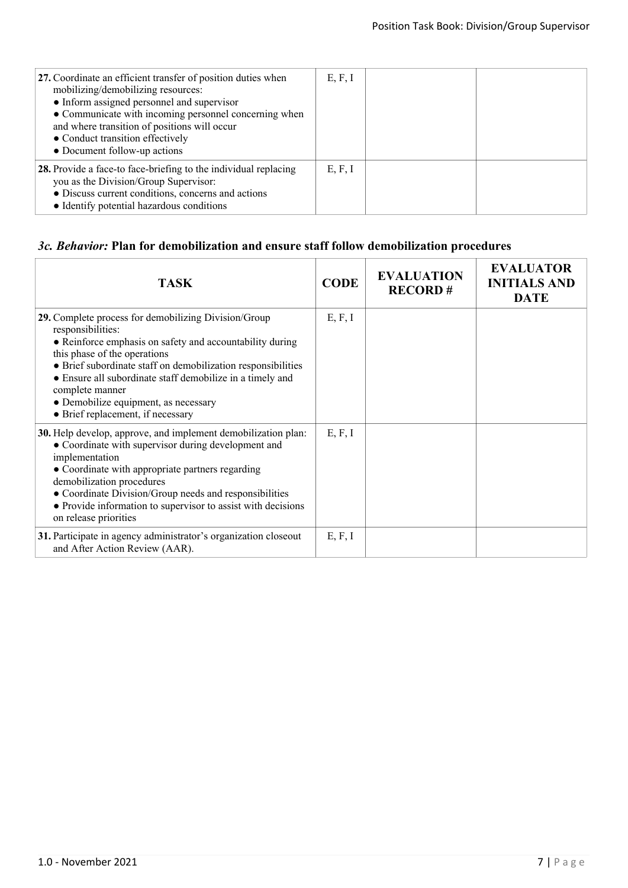| TASK | CODE | EVALUATION RECORD # | EVALUATOR INITIALS AND DATE |
|---|---|---|---|
| **27.** Coordinate an efficient transfer of position duties when mobilizing/demobilizing resources:<br>● Inform assigned personnel and supervisor<br>● Communicate with incoming personnel concerning when and where transition of positions will occur<br>● Conduct transition effectively<br>● Document follow-up actions | E, F, I | | |
| **28.** Provide a face-to face-briefing to the individual replacing you as the Division/Group Supervisor:<br>● Discuss current conditions, concerns and actions<br>● Identify potential hazardous conditions | E, F, I | | |

## *3c. Behavior:* Plan for demobilization and ensure staff follow demobilization procedures

| TASK | CODE | EVALUATION RECORD # | EVALUATOR INITIALS AND DATE |
|---|---|---|---|
| **29.** Complete process for demobilizing Division/Group responsibilities:<br>● Reinforce emphasis on safety and accountability during this phase of the operations<br>● Brief subordinate staff on demobilization responsibilities<br>● Ensure all subordinate staff demobilize in a timely and complete manner<br>● Demobilize equipment, as necessary<br>● Brief replacement, if necessary | E, F, I | | |
| **30.** Help develop, approve, and implement demobilization plan:<br>● Coordinate with supervisor during development and implementation<br>● Coordinate with appropriate partners regarding demobilization procedures<br>● Coordinate Division/Group needs and responsibilities<br>● Provide information to supervisor to assist with decisions on release priorities | E, F, I | | |
| **31.** Participate in agency administrator's organization closeout and After Action Review (AAR). | E, F, I | | |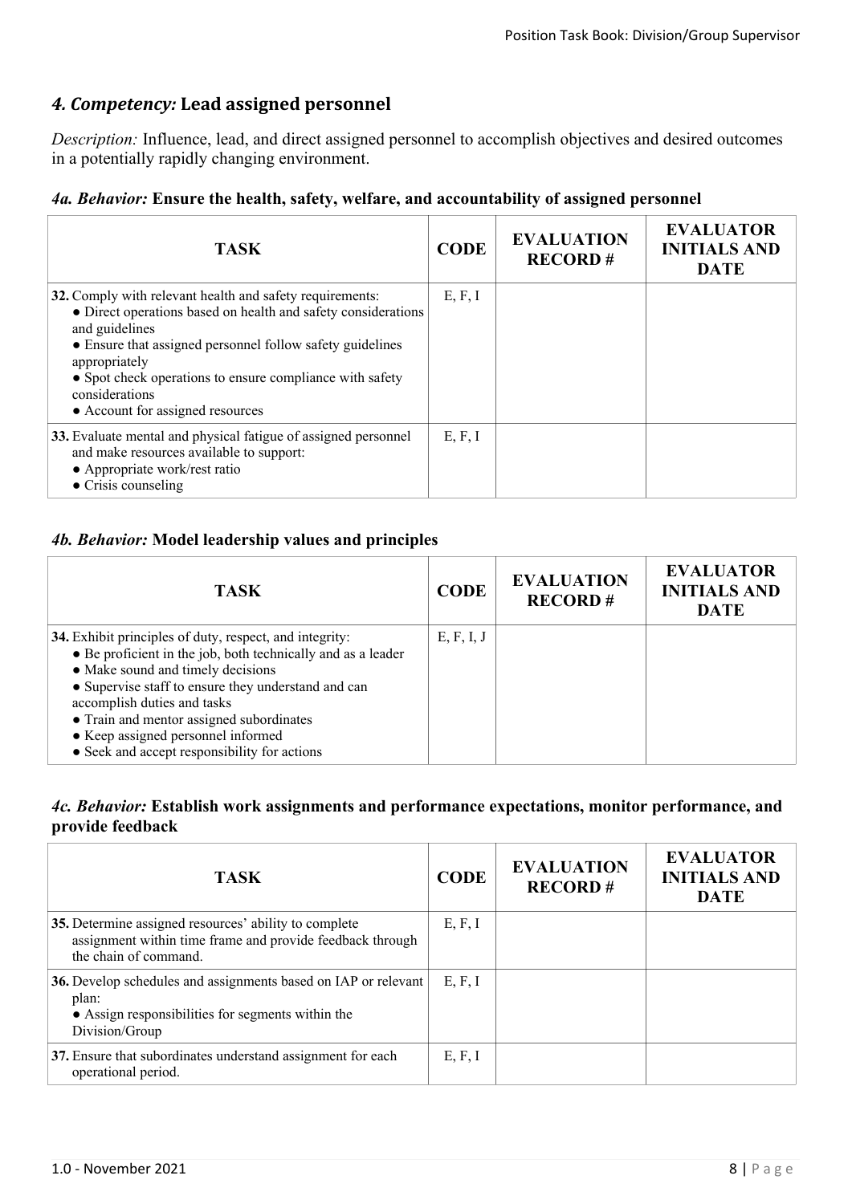## *4. Competency:* Lead assigned personnel

*Description:* Influence, lead, and direct assigned personnel to accomplish objectives and desired outcomes in a potentially rapidly changing environment.

### *4a. Behavior:* Ensure the health, safety, welfare, and accountability of assigned personnel

| TASK | CODE | EVALUATION RECORD # | EVALUATOR INITIALS AND DATE |
|---|---|---|---|
| **32.** Comply with relevant health and safety requirements:<br>● Direct operations based on health and safety considerations and guidelines<br>● Ensure that assigned personnel follow safety guidelines appropriately<br>● Spot check operations to ensure compliance with safety considerations<br>● Account for assigned resources | E, F, I | | |
| **33.** Evaluate mental and physical fatigue of assigned personnel and make resources available to support:<br>● Appropriate work/rest ratio<br>● Crisis counseling | E, F, I | | |

### *4b. Behavior:* Model leadership values and principles

| TASK | CODE | EVALUATION RECORD # | EVALUATOR INITIALS AND DATE |
|---|---|---|---|
| **34.** Exhibit principles of duty, respect, and integrity:<br>● Be proficient in the job, both technically and as a leader<br>● Make sound and timely decisions<br>● Supervise staff to ensure they understand and can accomplish duties and tasks<br>● Train and mentor assigned subordinates<br>● Keep assigned personnel informed<br>● Seek and accept responsibility for actions | E, F, I, J | | |

### *4c. Behavior:* Establish work assignments and performance expectations, monitor performance, and provide feedback

| TASK | CODE | EVALUATION RECORD # | EVALUATOR INITIALS AND DATE |
|---|---|---|---|
| **35.** Determine assigned resources' ability to complete assignment within time frame and provide feedback through the chain of command. | E, F, I | | |
| **36.** Develop schedules and assignments based on IAP or relevant plan:<br>● Assign responsibilities for segments within the Division/Group | E, F, I | | |
| **37.** Ensure that subordinates understand assignment for each operational period. | E, F, I | | |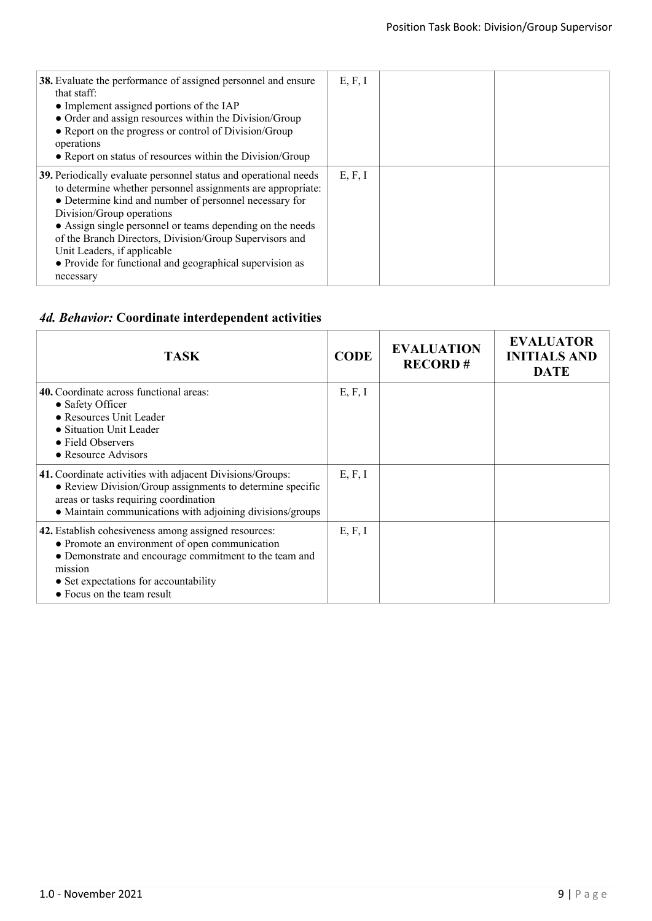| TASK | CODE | EVALUATION RECORD # | EVALUATOR INITIALS AND DATE |
|---|---|---|---|
| **38.** Evaluate the performance of assigned personnel and ensure that staff:<br>● Implement assigned portions of the IAP<br>● Order and assign resources within the Division/Group<br>● Report on the progress or control of Division/Group operations<br>● Report on status of resources within the Division/Group | E, F, I | | |
| **39.** Periodically evaluate personnel status and operational needs to determine whether personnel assignments are appropriate:<br>● Determine kind and number of personnel necessary for Division/Group operations<br>● Assign single personnel or teams depending on the needs of the Branch Directors, Division/Group Supervisors and Unit Leaders, if applicable<br>● Provide for functional and geographical supervision as necessary | E, F, I | | |

### *4d. Behavior:* Coordinate interdependent activities

| TASK | CODE | EVALUATION RECORD # | EVALUATOR INITIALS AND DATE |
|---|---|---|---|
| **40.** Coordinate across functional areas:<br>● Safety Officer<br>● Resources Unit Leader<br>● Situation Unit Leader<br>● Field Observers<br>● Resource Advisors | E, F, I | | |
| **41.** Coordinate activities with adjacent Divisions/Groups:<br>● Review Division/Group assignments to determine specific areas or tasks requiring coordination<br>● Maintain communications with adjoining divisions/groups | E, F, I | | |
| **42.** Establish cohesiveness among assigned resources:<br>● Promote an environment of open communication<br>● Demonstrate and encourage commitment to the team and mission<br>● Set expectations for accountability<br>● Focus on the team result | E, F, I | | |